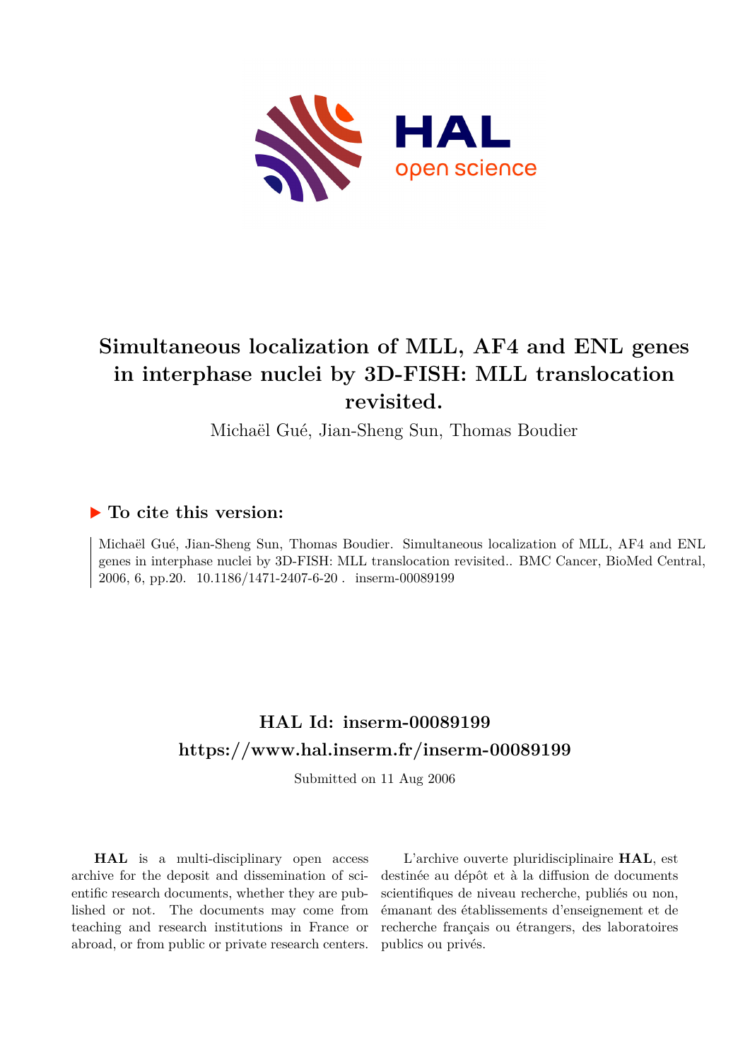# Simultaneous localization of MLL, AF4 and ENL genes in interphase nuclei by 3D-FISH: MLL translocation revisited.

Michaël Gué, Jian-Sheng Sun, Thomas Boudier

## ▶ To cite this version:

Michaël Gué, Jian-Sheng Sun, Thomas Boudier. Simultaneous localization of MLL, AF4 and ENL genes in interphase nuclei by 3D-FISH: MLL translocation revisited.. BMC Cancer, BioMed Central, 2006, 6, pp.20. 10.1186/1471-2407-6-20 . inserm-00089199

## HAL Id: inserm-00089199

## https://www.hal.inserm.fr/inserm-00089199

Submitted on 11 Aug 2006

**HAL** is a multi-disciplinary open access archive for the deposit and dissemination of scientific research documents, whether they are published or not. The documents may come from teaching and research institutions in France or abroad, or from public or private research centers.

L'archive ouverte pluridisciplinaire **HAL**, est destinée au dépôt et à la diffusion de documents scientifiques de niveau recherche, publiés ou non, émanant des établissements d'enseignement et de recherche français ou étrangers, des laboratoires publics ou privés.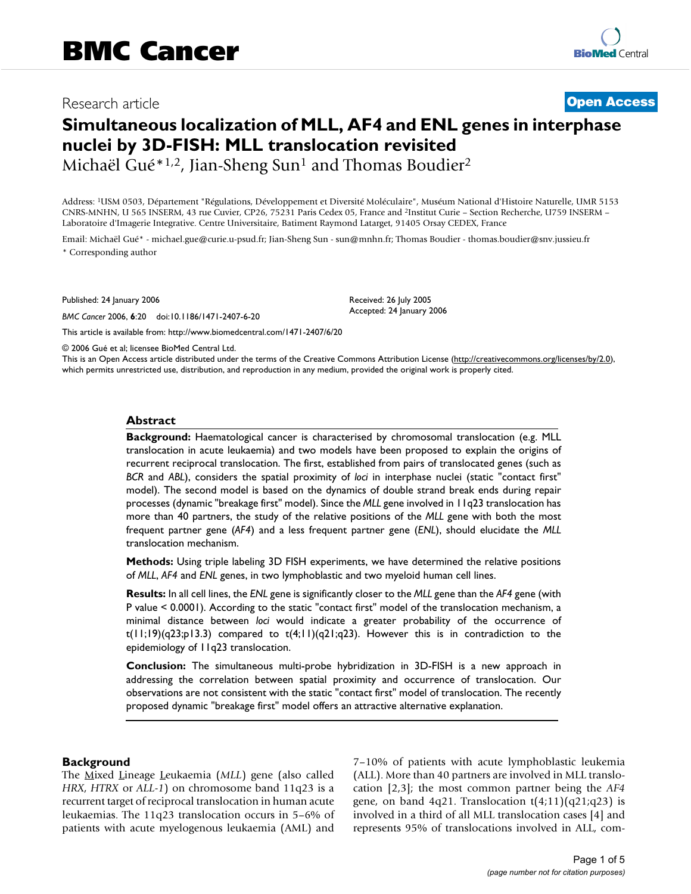# Simultaneous localization of MLL, AF4 and ENL genes in interphase nuclei by 3D-FISH: MLL translocation revisited

Michaël Gué*[1,2], Jian-Sheng Sun[1] and Thomas Boudier[2]

Address: [1]USM 0503, Département "Régulations, Développement et Diversité Moléculaire", Muséum National d'Histoire Naturelle, UMR 5153 CNRS-MNHN, U 565 INSERM, 43 rue Cuvier, CP26, 75231 Paris Cedex 05, France and [2]Institut Curie – Section Recherche, U759 INSERM – Laboratoire d'Imagerie Integrative. Centre Universitaire, Batiment Raymond Latarget, 91405 Orsay CEDEX, France

Email: Michaël Gué* - michael.gue@curie.u-psud.fr; Jian-Sheng Sun - sun@mnhn.fr; Thomas Boudier - thomas.boudier@snv.jussieu.fr

\* Corresponding author

Published: 24 January 2006

*BMC Cancer* 2006, **6**:20 doi:10.1186/1471-2407-6-20

Received: 26 July 2005

Accepted: 24 January 2006

This article is available from: http://www.biomedcentral.com/1471-2407/6/20

© 2006 Gué et al; licensee BioMed Central Ltd.

This is an Open Access article distributed under the terms of the Creative Commons Attribution License (http://creativecommons.org/licenses/by/2.0), which permits unrestricted use, distribution, and reproduction in any medium, provided the original work is properly cited.

## Abstract

**Background:** Haematological cancer is characterised by chromosomal translocation (e.g. MLL translocation in acute leukaemia) and two models have been proposed to explain the origins of recurrent reciprocal translocation. The first, established from pairs of translocated genes (such as *BCR* and *ABL*), considers the spatial proximity of *loci* in interphase nuclei (static "contact first" model). The second model is based on the dynamics of double strand break ends during repair processes (dynamic "breakage first" model). Since the *MLL* gene involved in 11q23 translocation has more than 40 partners, the study of the relative positions of the *MLL* gene with both the most frequent partner gene (*AF4*) and a less frequent partner gene (*ENL*), should elucidate the *MLL* translocation mechanism.

**Methods:** Using triple labeling 3D FISH experiments, we have determined the relative positions of *MLL*, *AF4* and *ENL* genes, in two lymphoblastic and two myeloid human cell lines.

**Results:** In all cell lines, the *ENL* gene is significantly closer to the *MLL* gene than the *AF4* gene (with P value < 0.0001). According to the static "contact first" model of the translocation mechanism, a minimal distance between *loci* would indicate a greater probability of the occurrence of t(11;19)(q23;p13.3) compared to t(4;11)(q21;q23). However this is in contradiction to the epidemiology of 11q23 translocation.

**Conclusion:** The simultaneous multi-probe hybridization in 3D-FISH is a new approach in addressing the correlation between spatial proximity and occurrence of translocation. Our observations are not consistent with the static "contact first" model of translocation. The recently proposed dynamic "breakage first" model offers an attractive alternative explanation.

## Background

The Mixed Lineage Leukaemia (*MLL*) gene (also called *HRX*, *HTRX* or *ALL-1*) on chromosome band 11q23 is a recurrent target of reciprocal translocation in human acute leukaemias. The 11q23 translocation occurs in 5–6% of patients with acute myelogenous leukaemia (AML) and 7–10% of patients with acute lymphoblastic leukemia (ALL). More than 40 partners are involved in MLL translocation [2,3]; the most common partner being the *AF4* gene, on band 4q21. Translocation t(4;11)(q21;q23) is involved in a third of all MLL translocation cases [4] and represents 95% of translocations involved in ALL, com-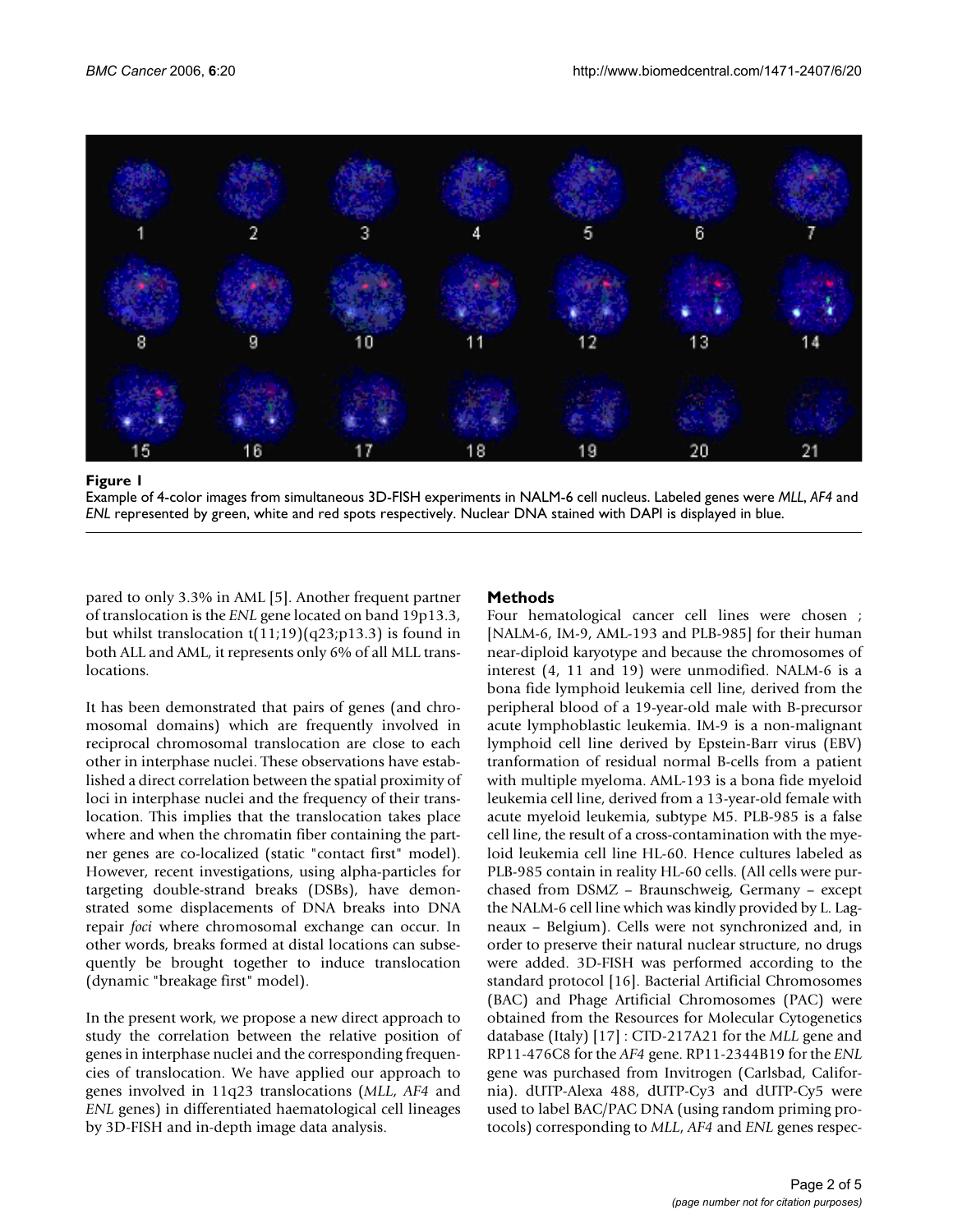**Figure 1**

Example of 4-color images from simultaneous 3D-FISH experiments in NALM-6 cell nucleus. Labeled genes were *MLL*, *AF4* and *ENL* represented by green, white and red spots respectively. Nuclear DNA stained with DAPI is displayed in blue.

pared to only 3.3% in AML [5]. Another frequent partner of translocation is the *ENL* gene located on band 19p13.3, but whilst translocation t(11;19)(q23;p13.3) is found in both ALL and AML, it represents only 6% of all MLL translocations.

It has been demonstrated that pairs of genes (and chromosomal domains) which are frequently involved in reciprocal chromosomal translocation are close to each other in interphase nuclei. These observations have established a direct correlation between the spatial proximity of loci in interphase nuclei and the frequency of their translocation. This implies that the translocation takes place where and when the chromatin fiber containing the partner genes are co-localized (static "contact first" model). However, recent investigations, using alpha-particles for targeting double-strand breaks (DSBs), have demonstrated some displacements of DNA breaks into DNA repair *foci* where chromosomal exchange can occur. In other words, breaks formed at distal locations can subsequently be brought together to induce translocation (dynamic "breakage first" model).

In the present work, we propose a new direct approach to study the correlation between the relative position of genes in interphase nuclei and the corresponding frequencies of translocation. We have applied our approach to genes involved in 11q23 translocations (*MLL*, *AF4* and *ENL* genes) in differentiated haematological cell lineages by 3D-FISH and in-depth image data analysis.

## Methods

Four hematological cancer cell lines were chosen ; [NALM-6, IM-9, AML-193 and PLB-985] for their human near-diploid karyotype and because the chromosomes of interest (4, 11 and 19) were unmodified. NALM-6 is a bona fide lymphoid leukemia cell line, derived from the peripheral blood of a 19-year-old male with B-precursor acute lymphoblastic leukemia. IM-9 is a non-malignant lymphoid cell line derived by Epstein-Barr virus (EBV) tranformation of residual normal B-cells from a patient with multiple myeloma. AML-193 is a bona fide myeloid leukemia cell line, derived from a 13-year-old female with acute myeloid leukemia, subtype M5. PLB-985 is a false cell line, the result of a cross-contamination with the myeloid leukemia cell line HL-60. Hence cultures labeled as PLB-985 contain in reality HL-60 cells. (All cells were purchased from DSMZ – Braunschweig, Germany – except the NALM-6 cell line which was kindly provided by L. Lagneaux – Belgium). Cells were not synchronized and, in order to preserve their natural nuclear structure, no drugs were added. 3D-FISH was performed according to the standard protocol [16]. Bacterial Artificial Chromosomes (BAC) and Phage Artificial Chromosomes (PAC) were obtained from the Resources for Molecular Cytogenetics database (Italy) [17] : CTD-217A21 for the *MLL* gene and RP11-476C8 for the *AF4* gene. RP11-2344B19 for the *ENL* gene was purchased from Invitrogen (Carlsbad, California). dUTP-Alexa 488, dUTP-Cy3 and dUTP-Cy5 were used to label BAC/PAC DNA (using random priming protocols) corresponding to *MLL*, *AF4* and *ENL* genes respec-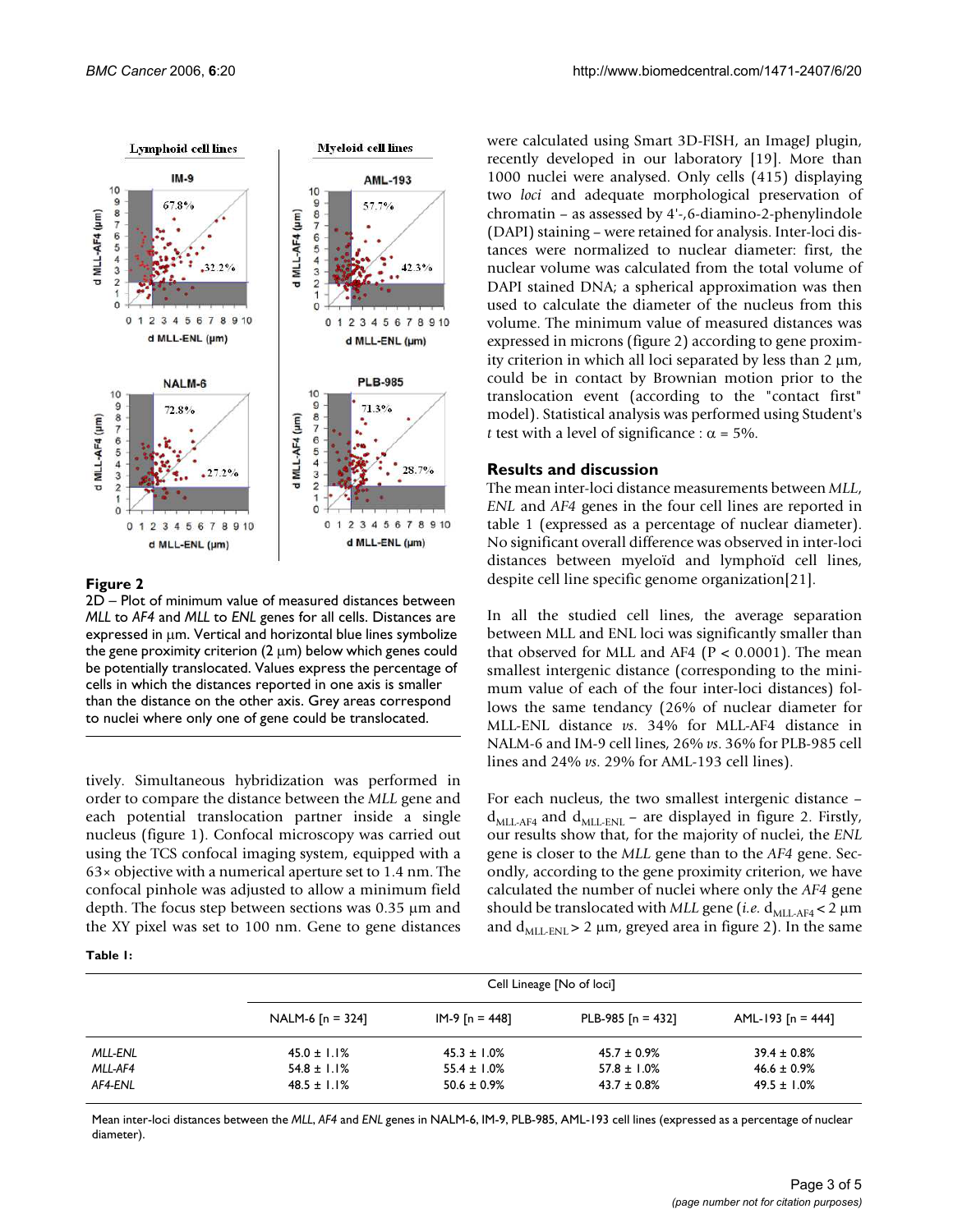**Figure 2**

2D – Plot of minimum value of measured distances between *MLL* to *AF4* and *MLL* to *ENL* genes for all cells. Distances are expressed in µm. Vertical and horizontal blue lines symbolize the gene proximity criterion (2 µm) below which genes could be potentially translocated. Values express the percentage of cells in which the distances reported in one axis is smaller than the distance on the other axis. Grey areas correspond to nuclei where only one of gene could be translocated.

tively. Simultaneous hybridization was performed in order to compare the distance between the *MLL* gene and each potential translocation partner inside a single nucleus (figure 1). Confocal microscopy was carried out using the TCS confocal imaging system, equipped with a 63× objective with a numerical aperture set to 1.4 nm. The confocal pinhole was adjusted to allow a minimum field depth. The focus step between sections was 0.35 µm and the XY pixel was set to 100 nm. Gene to gene distances were calculated using Smart 3D-FISH, an ImageJ plugin, recently developed in our laboratory [19]. More than 1000 nuclei were analysed. Only cells (415) displaying two *loci* and adequate morphological preservation of chromatin – as assessed by 4'-,6-diamino-2-phenylindole (DAPI) staining – were retained for analysis. Inter-loci distances were normalized to nuclear diameter: first, the nuclear volume was calculated from the total volume of DAPI stained DNA; a spherical approximation was then used to calculate the diameter of the nucleus from this volume. The minimum value of measured distances was expressed in microns (figure 2) according to gene proximity criterion in which all loci separated by less than 2 µm, could be in contact by Brownian motion prior to the translocation event (according to the "contact first" model). Statistical analysis was performed using Student's *t* test with a level of significance : $\alpha = 5\%$.

## Results and discussion

The mean inter-loci distance measurements between *MLL*, *ENL* and *AF4* genes in the four cell lines are reported in table 1 (expressed as a percentage of nuclear diameter). No significant overall difference was observed in inter-loci distances between myeloïd and lymphoïd cell lines, despite cell line specific genome organization[21].

In all the studied cell lines, the average separation between MLL and ENL loci was significantly smaller than that observed for MLL and AF4 ($P < 0.0001$). The mean smallest intergenic distance (corresponding to the minimum value of each of the four inter-loci distances) follows the same tendancy (26% of nuclear diameter for MLL-ENL distance *vs*. 34% for MLL-AF4 distance in NALM-6 and IM-9 cell lines, 26% *vs*. 36% for PLB-985 cell lines and 24% *vs*. 29% for AML-193 cell lines).

For each nucleus, the two smallest intergenic distance – $d_{MLL\text{-}AF4}$ and $d_{MLL\text{-}ENL}$ – are displayed in figure 2. Firstly, our results show that, for the majority of nuclei, the *ENL* gene is closer to the *MLL* gene than to the *AF4* gene. Secondly, according to the gene proximity criterion, we have calculated the number of nuclei where only the *AF4* gene should be translocated with *MLL* gene (*i.e.* $d_{MLL\text{-}AF4} < 2$ µm and $d_{MLL\text{-}ENL} > 2$ µm, greyed area in figure 2). In the same

**Table 1:**

| | Cell Lineage [No of loci] | | | |
|---|---|---|---|---|
| | NALM-6 [n = 324] | IM-9 [n = 448] | PLB-985 [n = 432] | AML-193 [n = 444] |
| *MLL-ENL* | 45.0 ± 1.1% | 45.3 ± 1.0% | 45.7 ± 0.9% | 39.4 ± 0.8% |
| *MLL-AF4* | 54.8 ± 1.1% | 55.4 ± 1.0% | 57.8 ± 1.0% | 46.6 ± 0.9% |
| *AF4-ENL* | 48.5 ± 1.1% | 50.6 ± 0.9% | 43.7 ± 0.8% | 49.5 ± 1.0% |

Mean inter-loci distances between the *MLL*, *AF4* and *ENL* genes in NALM-6, IM-9, PLB-985, AML-193 cell lines (expressed as a percentage of nuclear diameter).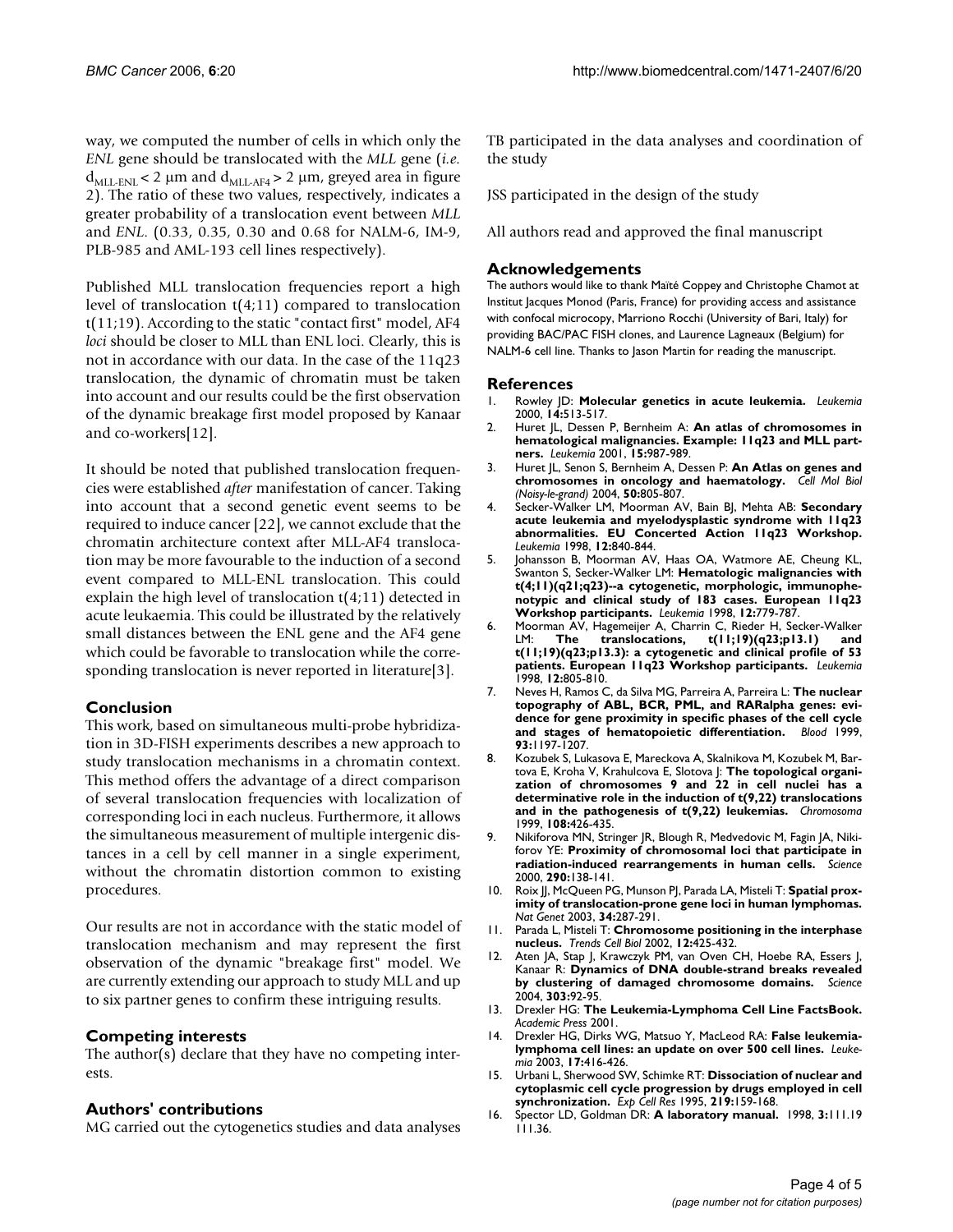way, we computed the number of cells in which only the *ENL* gene should be translocated with the *MLL* gene (*i.e.* $d_{MLL-ENL} < 2$ µm and $d_{MLL-AF4} > 2$ µm, greyed area in figure 2). The ratio of these two values, respectively, indicates a greater probability of a translocation event between *MLL* and *ENL*. (0.33, 0.35, 0.30 and 0.68 for NALM-6, IM-9, PLB-985 and AML-193 cell lines respectively).

Published MLL translocation frequencies report a high level of translocation t(4;11) compared to translocation t(11;19). According to the static "contact first" model, AF4 *loci* should be closer to MLL than ENL loci. Clearly, this is not in accordance with our data. In the case of the 11q23 translocation, the dynamic of chromatin must be taken into account and our results could be the first observation of the dynamic breakage first model proposed by Kanaar and co-workers[12].

It should be noted that published translocation frequencies were established *after* manifestation of cancer. Taking into account that a second genetic event seems to be required to induce cancer [22], we cannot exclude that the chromatin architecture context after MLL-AF4 translocation may be more favourable to the induction of a second event compared to MLL-ENL translocation. This could explain the high level of translocation t(4;11) detected in acute leukaemia. This could be illustrated by the relatively small distances between the ENL gene and the AF4 gene which could be favorable to translocation while the corresponding translocation is never reported in literature[3].

## Conclusion

This work, based on simultaneous multi-probe hybridization in 3D-FISH experiments describes a new approach to study translocation mechanisms in a chromatin context. This method offers the advantage of a direct comparison of several translocation frequencies with localization of corresponding loci in each nucleus. Furthermore, it allows the simultaneous measurement of multiple intergenic distances in a cell by cell manner in a single experiment, without the chromatin distortion common to existing procedures.

Our results are not in accordance with the static model of translocation mechanism and may represent the first observation of the dynamic "breakage first" model. We are currently extending our approach to study MLL and up to six partner genes to confirm these intriguing results.

## Competing interests

The author(s) declare that they have no competing interests.

## Authors' contributions

MG carried out the cytogenetics studies and data analyses

TB participated in the data analyses and coordination of the study

JSS participated in the design of the study

All authors read and approved the final manuscript

## Acknowledgements

The authors would like to thank Maïté Coppey and Christophe Chamot at Institut Jacques Monod (Paris, France) for providing access and assistance with confocal microcopy, Marriono Rocchi (University of Bari, Italy) for providing BAC/PAC FISH clones, and Laurence Lagneaux (Belgium) for NALM-6 cell line. Thanks to Jason Martin for reading the manuscript.

## References

1. Rowley JD: **Molecular genetics in acute leukemia.** *Leukemia* 2000, **14:**513-517.
2. Huret JL, Dessen P, Bernheim A: **An atlas of chromosomes in hematological malignancies. Example: 11q23 and MLL partners.** *Leukemia* 2001, **15:**987-989.
3. Huret JL, Senon S, Bernheim A, Dessen P: **An Atlas on genes and chromosomes in oncology and haematology.** *Cell Mol Biol (Noisy-le-grand)* 2004, **50:**805-807.
4. Secker-Walker LM, Moorman AV, Bain BJ, Mehta AB: **Secondary acute leukemia and myelodysplastic syndrome with 11q23 abnormalities. EU Concerted Action 11q23 Workshop.** *Leukemia* 1998, **12:**840-844.
5. Johansson B, Moorman AV, Haas OA, Watmore AE, Cheung KL, Swanton S, Secker-Walker LM: **Hematologic malignancies with t(4;11)(q21;q23)--a cytogenetic, morphologic, immunophenotypic and clinical study of 183 cases. European 11q23 Workshop participants.** *Leukemia* 1998, **12:**779-787.
6. Moorman AV, Hagemeijer A, Charrin C, Rieder H, Secker-Walker LM: **The translocations, t(11;19)(q23;p13.1) and t(11;19)(q23;p13.3): a cytogenetic and clinical profile of 53 patients. European 11q23 Workshop participants.** *Leukemia* 1998, **12:**805-810.
7. Neves H, Ramos C, da Silva MG, Parreira A, Parreira L: **The nuclear topography of ABL, BCR, PML, and RARalpha genes: evidence for gene proximity in specific phases of the cell cycle and stages of hematopoietic differentiation.** *Blood* 1999, **93:**1197-1207.
8. Kozubek S, Lukasova E, Mareckova A, Skalnikova M, Kozubek M, Bartova E, Kroha V, Krahulcova E, Slotova J: **The topological organization of chromosomes 9 and 22 in cell nuclei has a determinative role in the induction of t(9,22) translocations and in the pathogenesis of t(9,22) leukemias.** *Chromosoma* 1999, **108:**426-435.
9. Nikiforova MN, Stringer JR, Blough R, Medvedovic M, Fagin JA, Nikiforov YE: **Proximity of chromosomal loci that participate in radiation-induced rearrangements in human cells.** *Science* 2000, **290:**138-141.
10. Roix JJ, McQueen PG, Munson PJ, Parada LA, Misteli T: **Spatial proximity of translocation-prone gene loci in human lymphomas.** *Nat Genet* 2003, **34:**287-291.
11. Parada L, Misteli T: **Chromosome positioning in the interphase nucleus.** *Trends Cell Biol* 2002, **12:**425-432.
12. Aten JA, Stap J, Krawczyk PM, van Oven CH, Hoebe RA, Essers J, Kanaar R: **Dynamics of DNA double-strand breaks revealed by clustering of damaged chromosome domains.** *Science* 2004, **303:**92-95.
13. Drexler HG: **The Leukemia-Lymphoma Cell Line FactsBook.** *Academic Press* 2001.
14. Drexler HG, Dirks WG, Matsuo Y, MacLeod RA: **False leukemia-lymphoma cell lines: an update on over 500 cell lines.** *Leukemia* 2003, **17:**416-426.
15. Urbani L, Sherwood SW, Schimke RT: **Dissociation of nuclear and cytoplasmic cell cycle progression by drugs employed in cell synchronization.** *Exp Cell Res* 1995, **219:**159-168.
16. Spector LD, Goldman DR: **A laboratory manual.** 1998, **3:**111.19 111.36.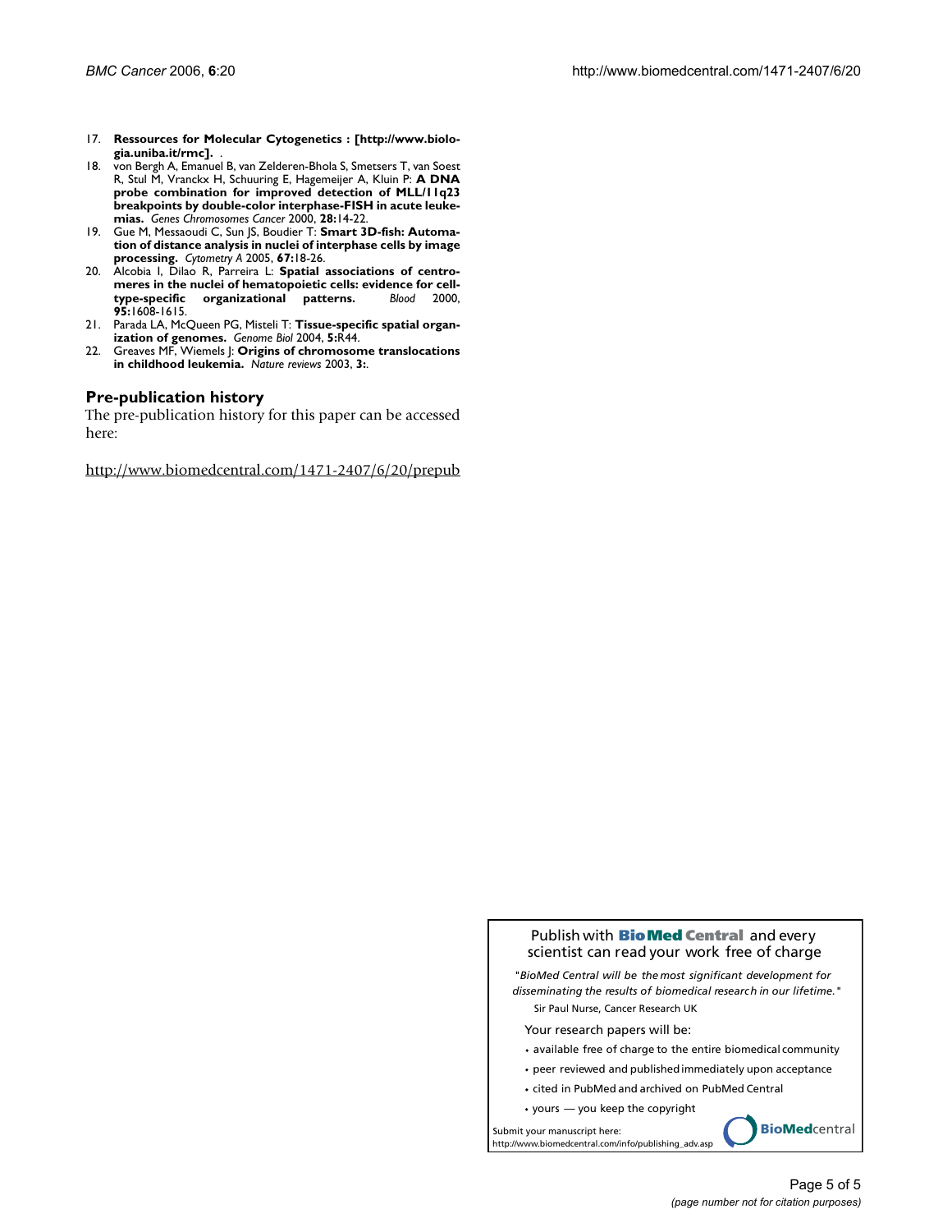17. **Ressources for Molecular Cytogenetics : [http://www.biologia.uniba.it/rmc].** .
18. von Bergh A, Emanuel B, van Zelderen-Bhola S, Smetsers T, van Soest R, Stul M, Vranckx H, Schuuring E, Hagemeijer A, Kluin P: **A DNA probe combination for improved detection of MLL/11q23 breakpoints by double-color interphase-FISH in acute leukemias.** *Genes Chromosomes Cancer* 2000, **28:**14-22.
19. Gue M, Messaoudi C, Sun JS, Boudier T: **Smart 3D-fish: Automation of distance analysis in nuclei of interphase cells by image processing.** *Cytometry A* 2005, **67:**18-26.
20. Alcobia I, Dilao R, Parreira L: **Spatial associations of centromeres in the nuclei of hematopoietic cells: evidence for cell-type-specific organizational patterns.** *Blood* 2000, **95:**1608-1615.
21. Parada LA, McQueen PG, Misteli T: **Tissue-specific spatial organization of genomes.** *Genome Biol* 2004, **5:**R44.
22. Greaves MF, Wiemels J: **Origins of chromosome translocations in childhood leukemia.** *Nature reviews* 2003, **3:**.

## Pre-publication history

The pre-publication history for this paper can be accessed here:

http://www.biomedcentral.com/1471-2407/6/20/prepub

Publish with **BioMed Central** and every scientist can read your work free of charge

*"BioMed Central will be the most significant development for disseminating the results of biomedical research in our lifetime."*

Sir Paul Nurse, Cancer Research UK

Your research papers will be:

- available free of charge to the entire biomedical community
- peer reviewed and published immediately upon acceptance
- cited in PubMed and archived on PubMed Central
- yours — you keep the copyright

Submit your manuscript here:
http://www.biomedcentral.com/info/publishing_adv.asp

**BioMed**central